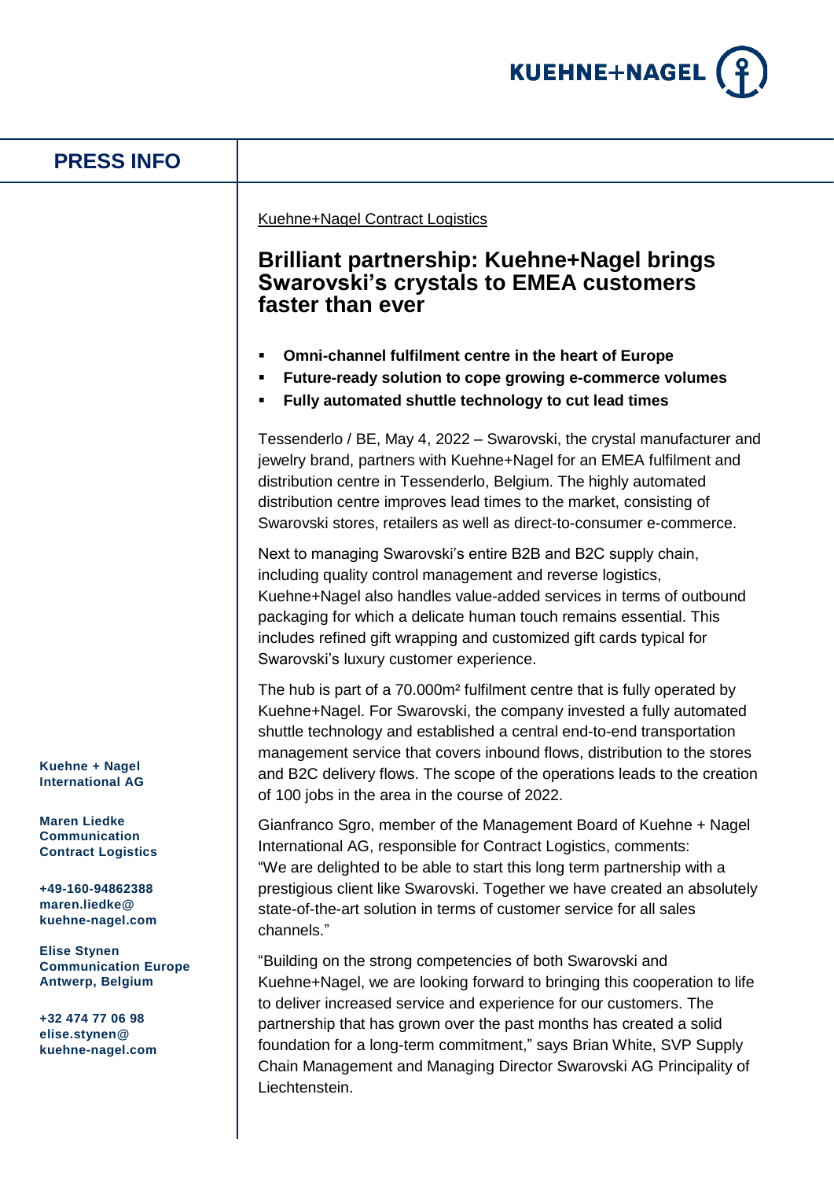**PRESS INFO**

Kuehne+Nagel Contract Logistics

# Brilliant partnership: Kuehne+Nagel brings Swarovski's crystals to EMEA customers faster than ever

- **Omni-channel fulfilment centre in the heart of Europe**
- **Future-ready solution to cope growing e-commerce volumes**
- **Fully automated shuttle technology to cut lead times**

Tessenderlo / BE, May 4, 2022 – Swarovski, the crystal manufacturer and jewelry brand, partners with Kuehne+Nagel for an EMEA fulfilment and distribution centre in Tessenderlo, Belgium. The highly automated distribution centre improves lead times to the market, consisting of Swarovski stores, retailers as well as direct-to-consumer e-commerce.

Next to managing Swarovski's entire B2B and B2C supply chain, including quality control management and reverse logistics, Kuehne+Nagel also handles value-added services in terms of outbound packaging for which a delicate human touch remains essential. This includes refined gift wrapping and customized gift cards typical for Swarovski's luxury customer experience.

The hub is part of a 70.000m² fulfilment centre that is fully operated by Kuehne+Nagel. For Swarovski, the company invested a fully automated shuttle technology and established a central end-to-end transportation management service that covers inbound flows, distribution to the stores and B2C delivery flows. The scope of the operations leads to the creation of 100 jobs in the area in the course of 2022.

Gianfranco Sgro, member of the Management Board of Kuehne + Nagel International AG, responsible for Contract Logistics, comments: "We are delighted to be able to start this long term partnership with a prestigious client like Swarovski. Together we have created an absolutely state-of-the-art solution in terms of customer service for all sales channels."

"Building on the strong competencies of both Swarovski and Kuehne+Nagel, we are looking forward to bringing this cooperation to life to deliver increased service and experience for our customers. The partnership that has grown over the past months has created a solid foundation for a long-term commitment," says Brian White, SVP Supply Chain Management and Managing Director Swarovski AG Principality of Liechtenstein.

**Kuehne + Nagel International AG**

**Maren Liedke**
**Communication Contract Logistics**

**+49-160-94862388**
**maren.liedke@kuehne-nagel.com**

**Elise Stynen**
**Communication Europe**
**Antwerp, Belgium**

**+32 474 77 06 98**
**elise.stynen@kuehne-nagel.com**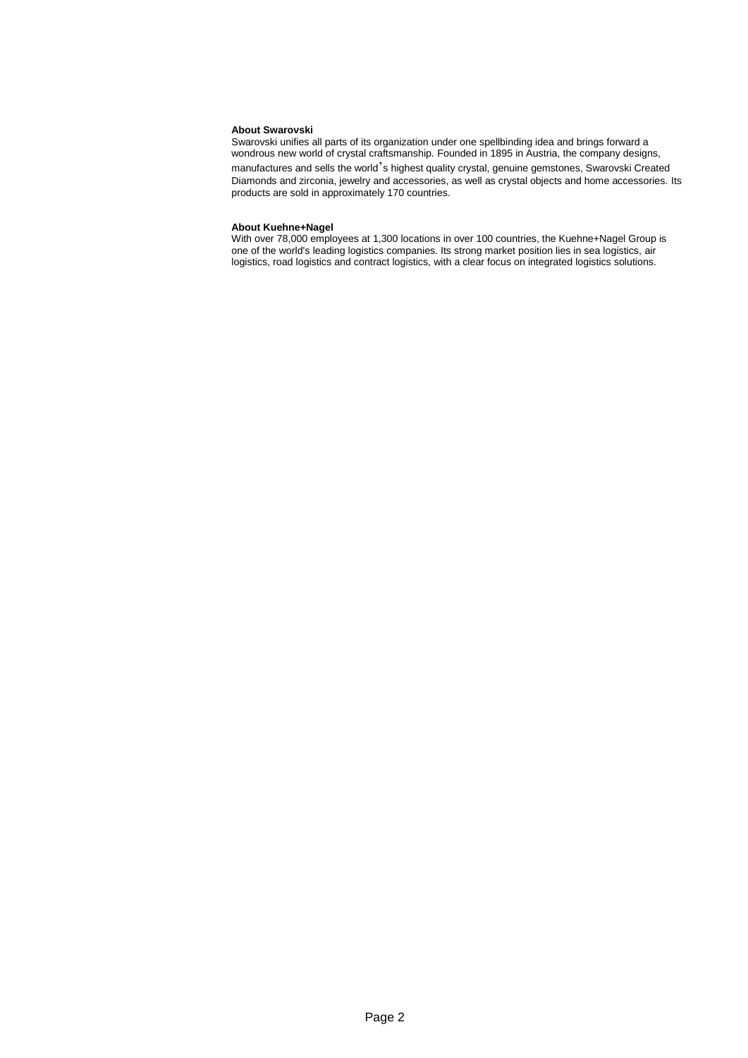**About Swarovski**

Swarovski unifies all parts of its organization under one spellbinding idea and brings forward a wondrous new world of crystal craftsmanship. Founded in 1895 in Austria, the company designs, manufactures and sells the world's highest quality crystal, genuine gemstones, Swarovski Created Diamonds and zirconia, jewelry and accessories, as well as crystal objects and home accessories. Its products are sold in approximately 170 countries.

**About Kuehne+Nagel**

With over 78,000 employees at 1,300 locations in over 100 countries, the Kuehne+Nagel Group is one of the world's leading logistics companies. Its strong market position lies in sea logistics, air logistics, road logistics and contract logistics, with a clear focus on integrated logistics solutions.